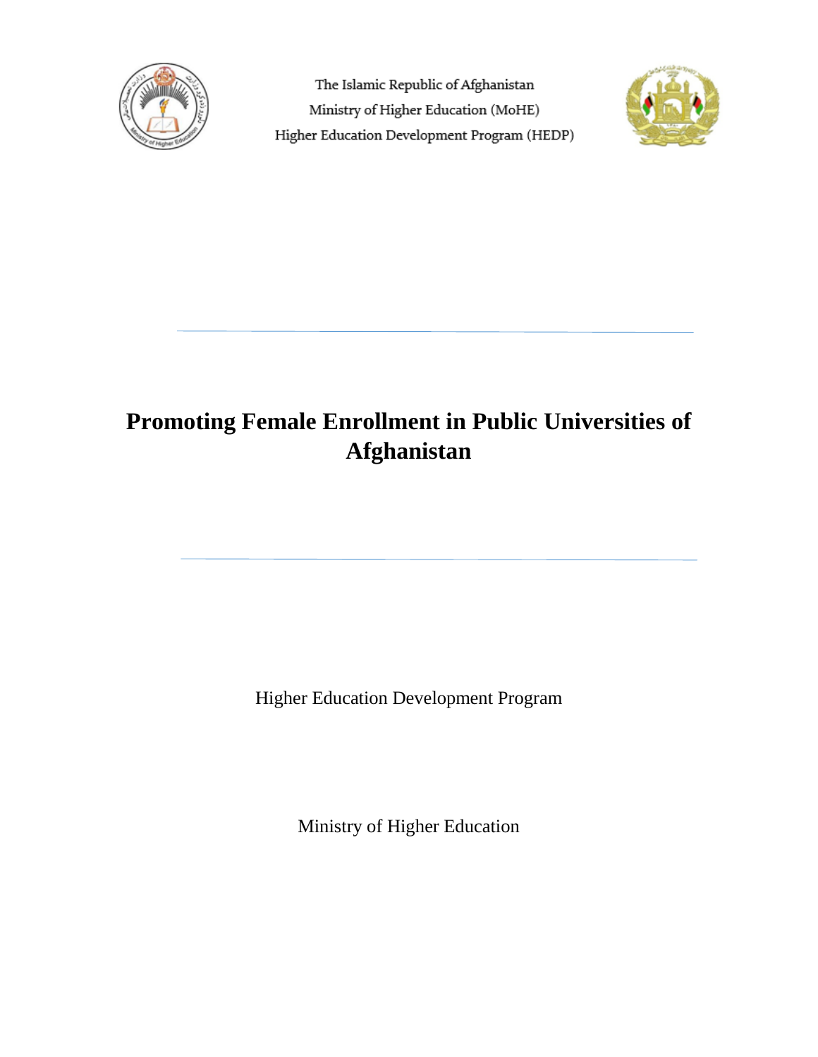The Islamic Republic of Afghanistan

Ministry of Higher Education (MoHE)

Higher Education Development Program (HEDP)

# Promoting Female Enrollment in Public Universities of Afghanistan

Higher Education Development Program

Ministry of Higher Education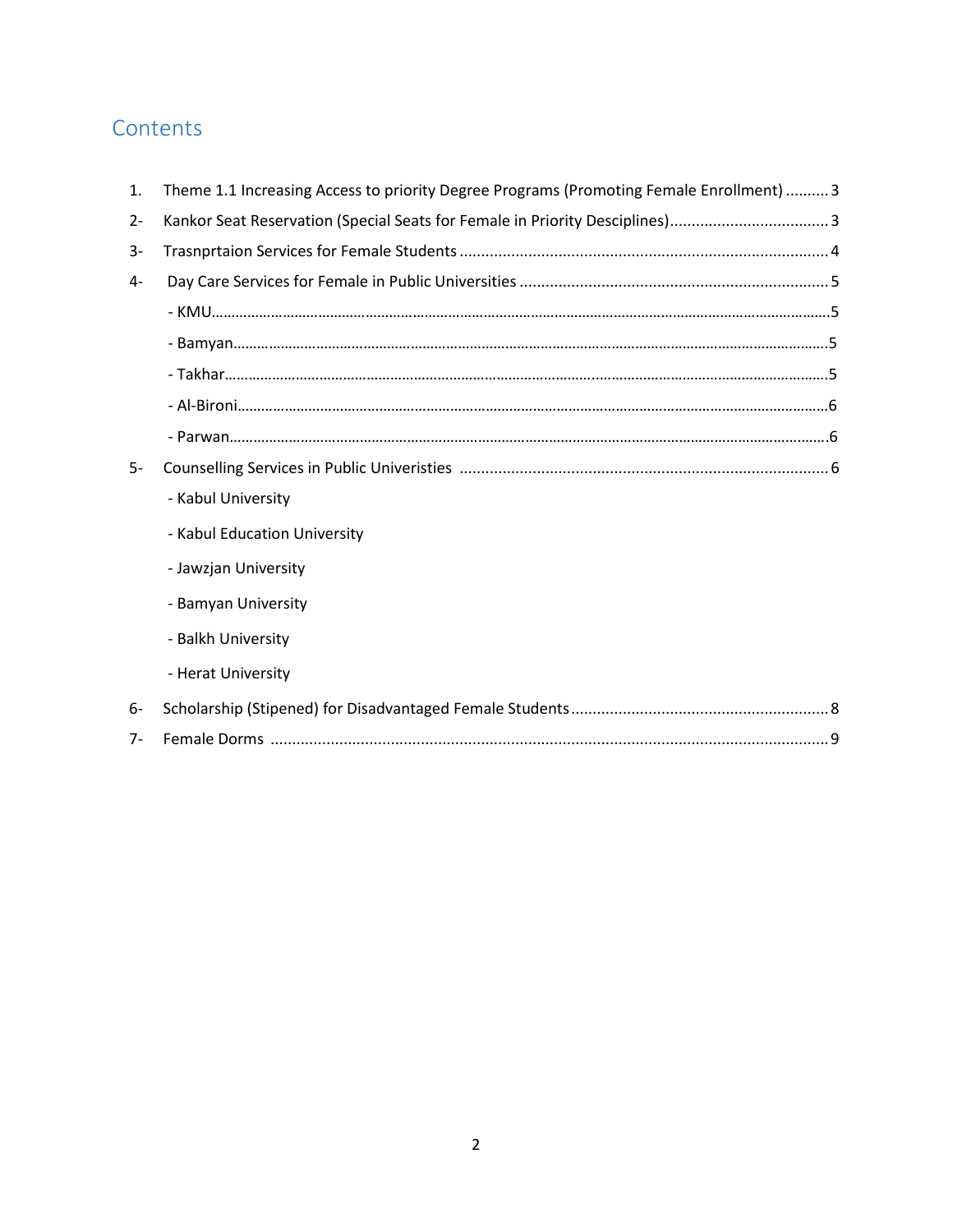## Contents

1. Theme 1.1 Increasing Access to priority Degree Programs (Promoting Female Enrollment) .......... 3
2- Kankor Seat Reservation (Special Seats for Female in Priority Desciplines) .......... 3
3- Trasnprtaion Services for Female Students .......... 4
4- Day Care Services for Female in Public Universities .......... 5
   - KMU .......... 5
   - Bamyan .......... 5
   - Takhar .......... 5
   - Al-Bironi .......... 6
   - Parwan .......... 6
5- Counselling Services in Public Univeristies .......... 6
   - Kabul University
   - Kabul Education University
   - Jawzjan University
   - Bamyan University
   - Balkh University
   - Herat University
6- Scholarship (Stipened) for Disadvantaged Female Students .......... 8
7- Female Dorms .......... 9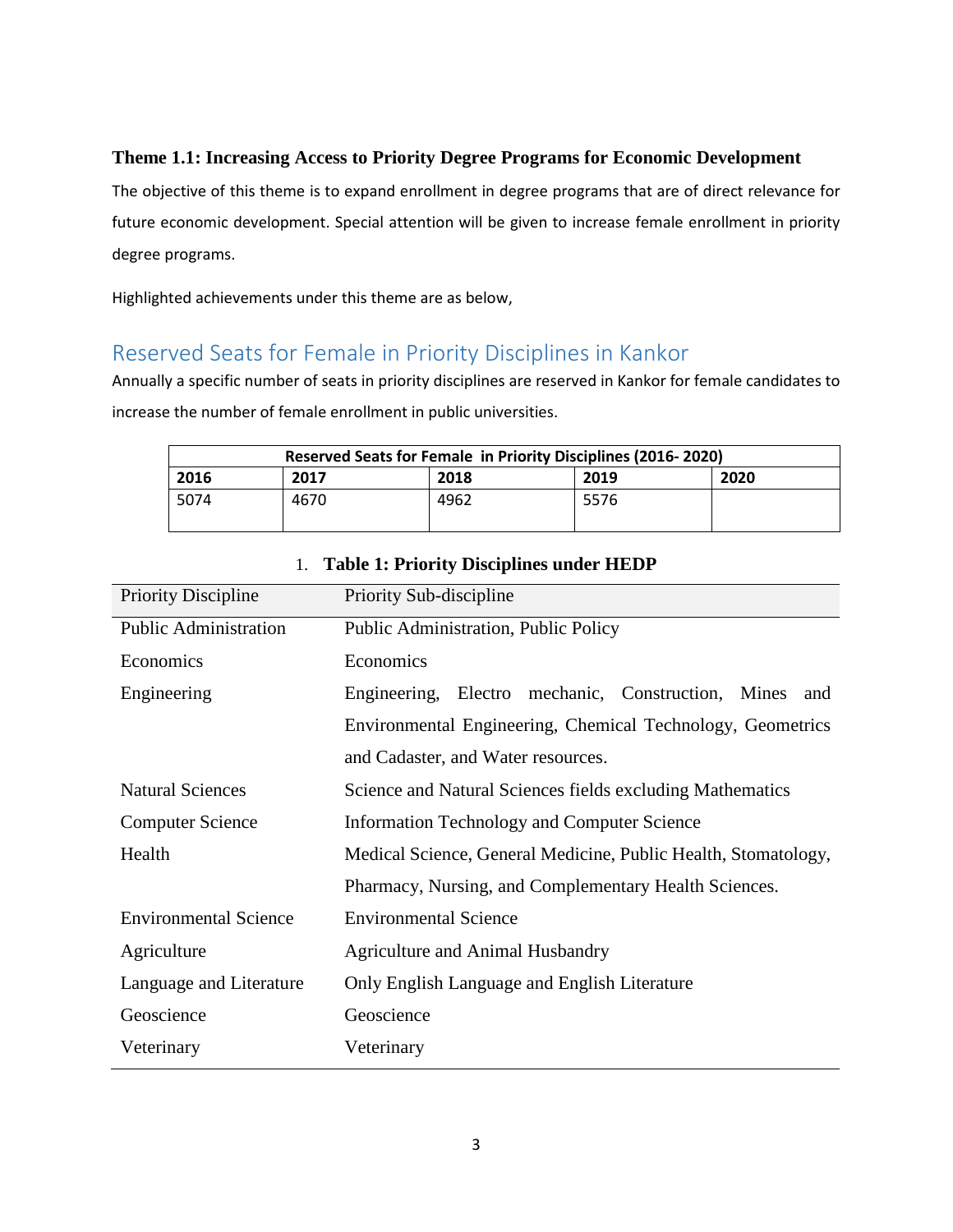### Theme 1.1: Increasing Access to Priority Degree Programs for Economic Development

The objective of this theme is to expand enrollment in degree programs that are of direct relevance for future economic development. Special attention will be given to increase female enrollment in priority degree programs.

Highlighted achievements under this theme are as below,

## Reserved Seats for Female in Priority Disciplines in Kankor

Annually a specific number of seats in priority disciplines are reserved in Kankor for female candidates to increase the number of female enrollment in public universities.

| Reserved Seats for Female in Priority Disciplines (2016- 2020) | | | | |
|---|---|---|---|---|
| **2016** | **2017** | **2018** | **2019** | **2020** |
| 5074 | 4670 | 4962 | 5576 | |

1. **Table 1: Priority Disciplines under HEDP**

| Priority Discipline | Priority Sub-discipline |
|---|---|
| Public Administration | Public Administration, Public Policy |
| Economics | Economics |
| Engineering | Engineering, Electro mechanic, Construction, Mines and Environmental Engineering, Chemical Technology, Geometrics and Cadaster, and Water resources. |
| Natural Sciences | Science and Natural Sciences fields excluding Mathematics |
| Computer Science | Information Technology and Computer Science |
| Health | Medical Science, General Medicine, Public Health, Stomatology, Pharmacy, Nursing, and Complementary Health Sciences. |
| Environmental Science | Environmental Science |
| Agriculture | Agriculture and Animal Husbandry |
| Language and Literature | Only English Language and English Literature |
| Geoscience | Geoscience |
| Veterinary | Veterinary |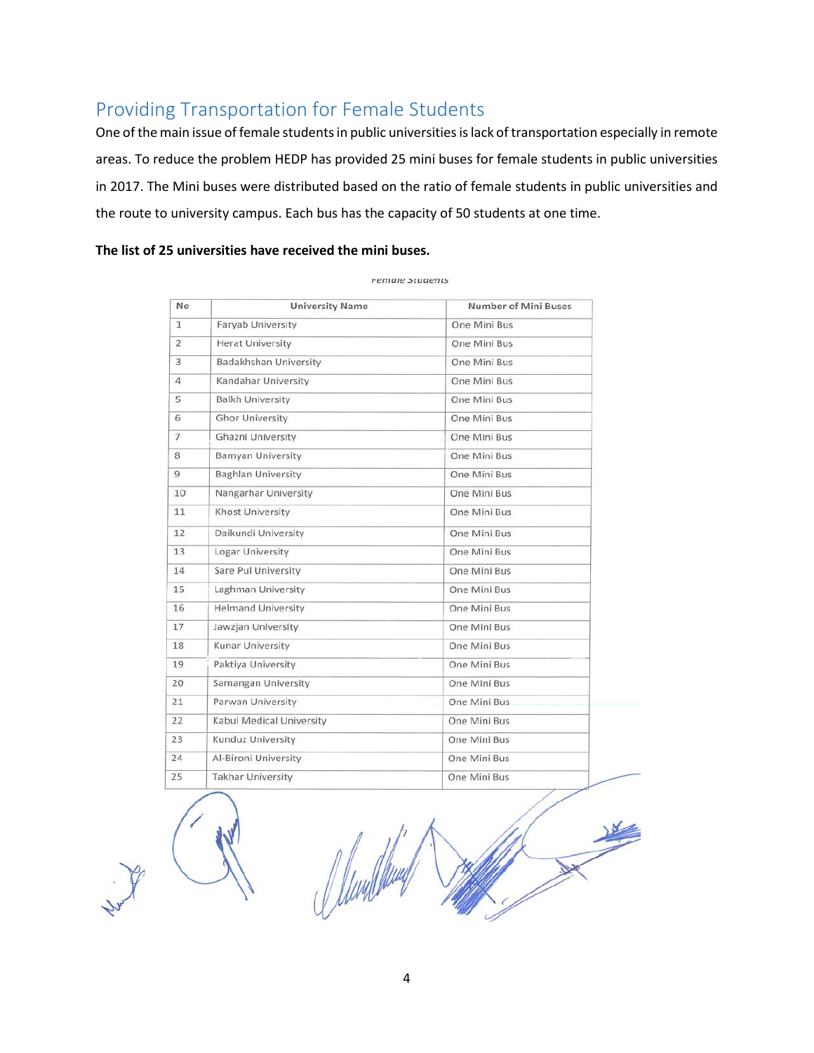## Providing Transportation for Female Students

One of the main issue of female students in public universities is lack of transportation especially in remote areas. To reduce the problem HEDP has provided 25 mini buses for female students in public universities in 2017. The Mini buses were distributed based on the ratio of female students in public universities and the route to university campus. Each bus has the capacity of 50 students at one time.

**The list of 25 universities have received the mini buses.**

*Female Students*

| No | University Name | Number of Mini Buses |
|---|---|---|
| 1 | Faryab University | One Mini Bus |
| 2 | Herat University | One Mini Bus |
| 3 | Badakhshan University | One Mini Bus |
| 4 | Kandahar University | One Mini Bus |
| 5 | Balkh University | One Mini Bus |
| 6 | Ghor University | One Mini Bus |
| 7 | Ghazni University | One Mini Bus |
| 8 | Bamyan University | One Mini Bus |
| 9 | Baghlan University | One Mini Bus |
| 10 | Nangarhar University | One Mini Bus |
| 11 | Khost University | One Mini Bus |
| 12 | Daikundi University | One Mini Bus |
| 13 | Logar University | One Mini Bus |
| 14 | Sare Pul University | One Mini Bus |
| 15 | Laghman University | One Mini Bus |
| 16 | Helmand University | One Mini Bus |
| 17 | Jawzjan University | One Mini Bus |
| 18 | Kunar University | One Mini Bus |
| 19 | Paktiya University | One Mini Bus |
| 20 | Samangan University | One Mini Bus |
| 21 | Parwan University | One Mini Bus |
| 22 | Kabul Medical University | One Mini Bus |
| 23 | Kunduz University | One Mini Bus |
| 24 | Al-Bironi University | One Mini Bus |
| 25 | Takhar University | One Mini Bus |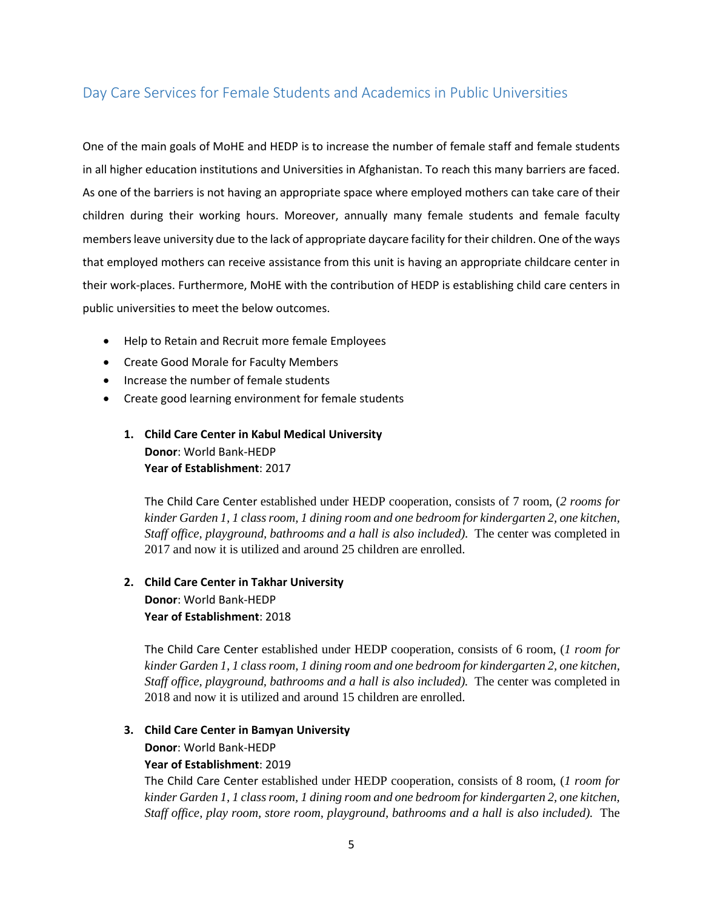## Day Care Services for Female Students and Academics in Public Universities

One of the main goals of MoHE and HEDP is to increase the number of female staff and female students in all higher education institutions and Universities in Afghanistan. To reach this many barriers are faced. As one of the barriers is not having an appropriate space where employed mothers can take care of their children during their working hours. Moreover, annually many female students and female faculty members leave university due to the lack of appropriate daycare facility for their children. One of the ways that employed mothers can receive assistance from this unit is having an appropriate childcare center in their work-places. Furthermore, MoHE with the contribution of HEDP is establishing child care centers in public universities to meet the below outcomes.

- Help to Retain and Recruit more female Employees
- Create Good Morale for Faculty Members
- Increase the number of female students
- Create good learning environment for female students

1. **Child Care Center in Kabul Medical University**
   **Donor**: World Bank-HEDP
   **Year of Establishment**: 2017

   The Child Care Center established under HEDP cooperation, consists of 7 room, (*2 rooms for kinder Garden 1, 1 class room, 1 dining room and one bedroom for kindergarten 2, one kitchen, Staff office, playground, bathrooms and a hall is also included).* The center was completed in 2017 and now it is utilized and around 25 children are enrolled.

2. **Child Care Center in Takhar University**
   **Donor**: World Bank-HEDP
   **Year of Establishment**: 2018

   The Child Care Center established under HEDP cooperation, consists of 6 room, (*1 room for kinder Garden 1, 1 class room, 1 dining room and one bedroom for kindergarten 2, one kitchen, Staff office, playground, bathrooms and a hall is also included).* The center was completed in 2018 and now it is utilized and around 15 children are enrolled.

3. **Child Care Center in Bamyan University**
   **Donor**: World Bank-HEDP
   **Year of Establishment**: 2019
   The Child Care Center established under HEDP cooperation, consists of 8 room, (*1 room for kinder Garden 1, 1 class room, 1 dining room and one bedroom for kindergarten 2, one kitchen, Staff office, play room, store room, playground, bathrooms and a hall is also included).* The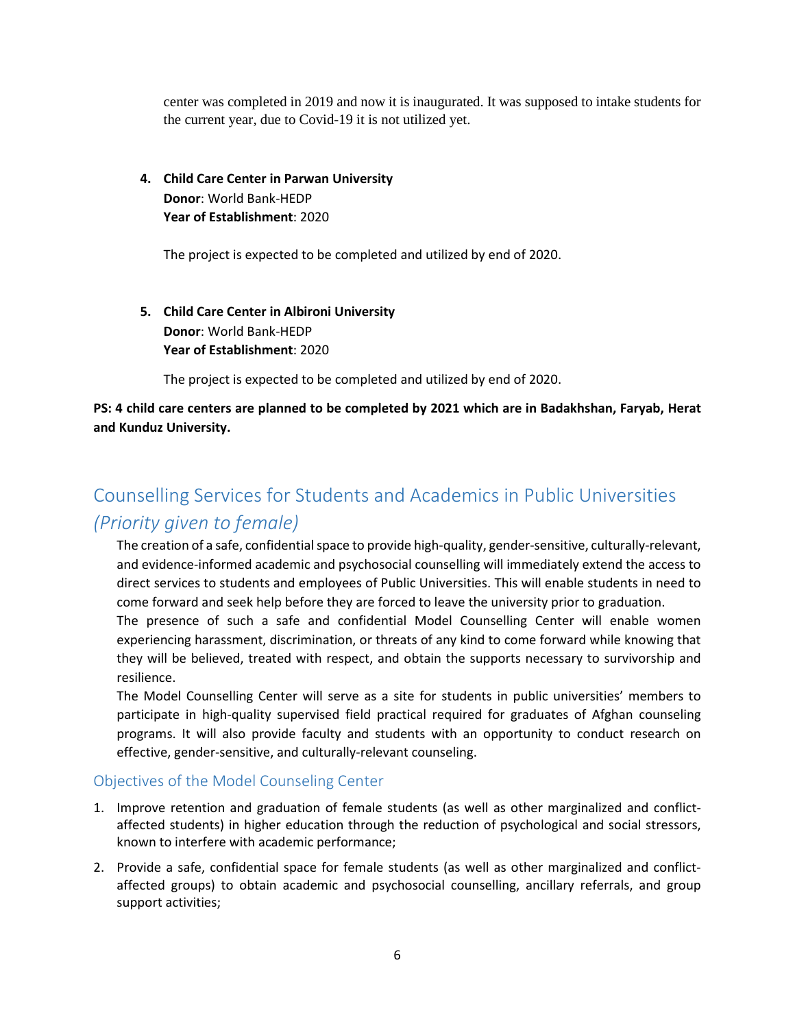center was completed in 2019 and now it is inaugurated. It was supposed to intake students for the current year, due to Covid-19 it is not utilized yet.

4. **Child Care Center in Parwan University**
   **Donor**: World Bank-HEDP
   **Year of Establishment**: 2020

   The project is expected to be completed and utilized by end of 2020.

5. **Child Care Center in Albironi University**
   **Donor**: World Bank-HEDP
   **Year of Establishment**: 2020

   The project is expected to be completed and utilized by end of 2020.

**PS: 4 child care centers are planned to be completed by 2021 which are in Badakhshan, Faryab, Herat and Kunduz University.**

## Counselling Services for Students and Academics in Public Universities *(Priority given to female)*

The creation of a safe, confidential space to provide high-quality, gender-sensitive, culturally-relevant, and evidence-informed academic and psychosocial counselling will immediately extend the access to direct services to students and employees of Public Universities. This will enable students in need to come forward and seek help before they are forced to leave the university prior to graduation.

The presence of such a safe and confidential Model Counselling Center will enable women experiencing harassment, discrimination, or threats of any kind to come forward while knowing that they will be believed, treated with respect, and obtain the supports necessary to survivorship and resilience.

The Model Counselling Center will serve as a site for students in public universities' members to participate in high-quality supervised field practical required for graduates of Afghan counseling programs. It will also provide faculty and students with an opportunity to conduct research on effective, gender-sensitive, and culturally-relevant counseling.

### Objectives of the Model Counseling Center

1. Improve retention and graduation of female students (as well as other marginalized and conflict-affected students) in higher education through the reduction of psychological and social stressors, known to interfere with academic performance;
2. Provide a safe, confidential space for female students (as well as other marginalized and conflict-affected groups) to obtain academic and psychosocial counselling, ancillary referrals, and group support activities;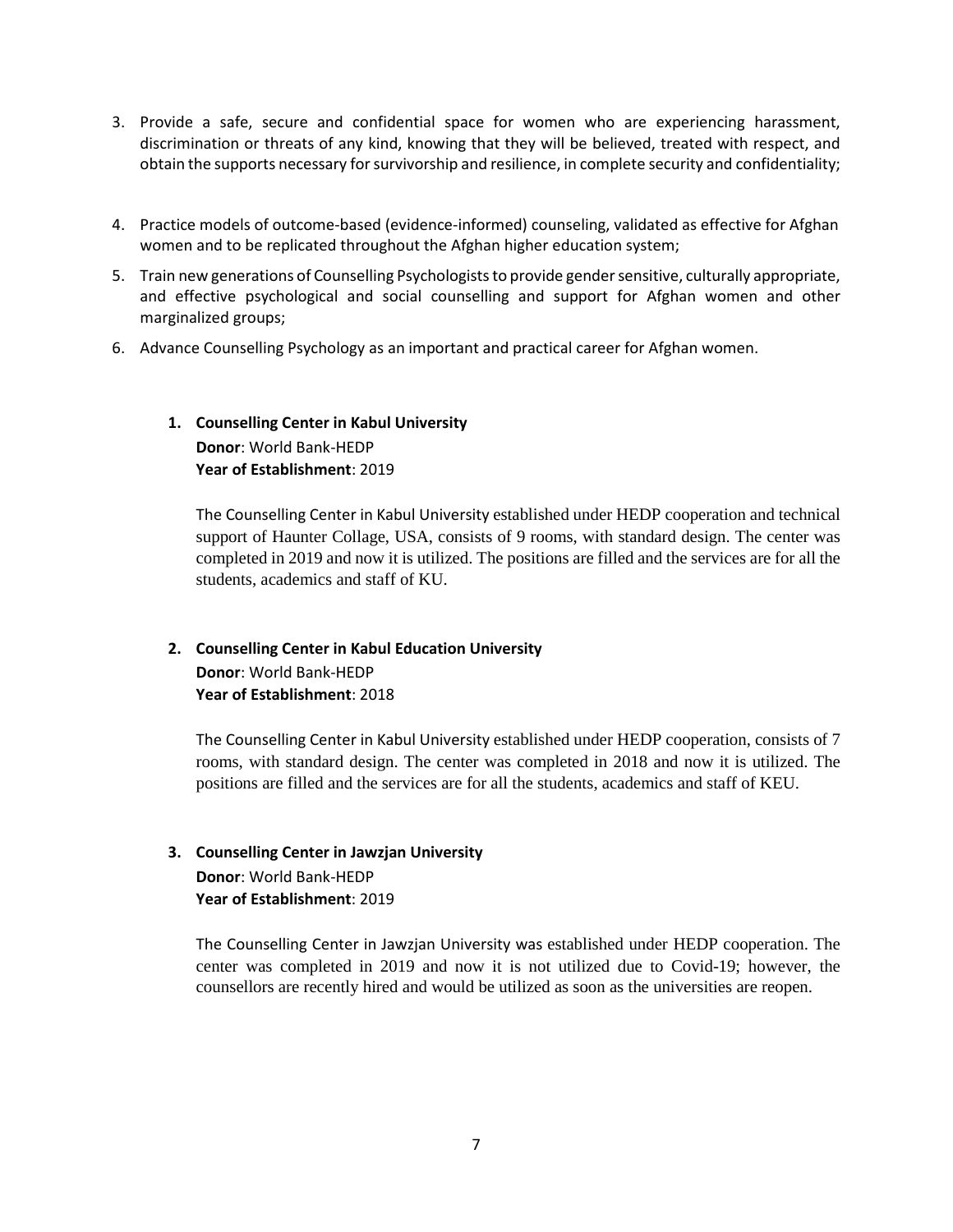3. Provide a safe, secure and confidential space for women who are experiencing harassment, discrimination or threats of any kind, knowing that they will be believed, treated with respect, and obtain the supports necessary for survivorship and resilience, in complete security and confidentiality;
4. Practice models of outcome-based (evidence-informed) counseling, validated as effective for Afghan women and to be replicated throughout the Afghan higher education system;
5. Train new generations of Counselling Psychologists to provide gender sensitive, culturally appropriate, and effective psychological and social counselling and support for Afghan women and other marginalized groups;
6. Advance Counselling Psychology as an important and practical career for Afghan women.

1. **Counselling Center in Kabul University**
   **Donor**: World Bank-HEDP
   **Year of Establishment**: 2019

   The Counselling Center in Kabul University established under HEDP cooperation and technical support of Haunter Collage, USA, consists of 9 rooms, with standard design. The center was completed in 2019 and now it is utilized. The positions are filled and the services are for all the students, academics and staff of KU.

2. **Counselling Center in Kabul Education University**
   **Donor**: World Bank-HEDP
   **Year of Establishment**: 2018

   The Counselling Center in Kabul University established under HEDP cooperation, consists of 7 rooms, with standard design. The center was completed in 2018 and now it is utilized. The positions are filled and the services are for all the students, academics and staff of KEU.

3. **Counselling Center in Jawzjan University**
   **Donor**: World Bank-HEDP
   **Year of Establishment**: 2019

   The Counselling Center in Jawzjan University was established under HEDP cooperation. The center was completed in 2019 and now it is not utilized due to Covid-19; however, the counsellors are recently hired and would be utilized as soon as the universities are reopen.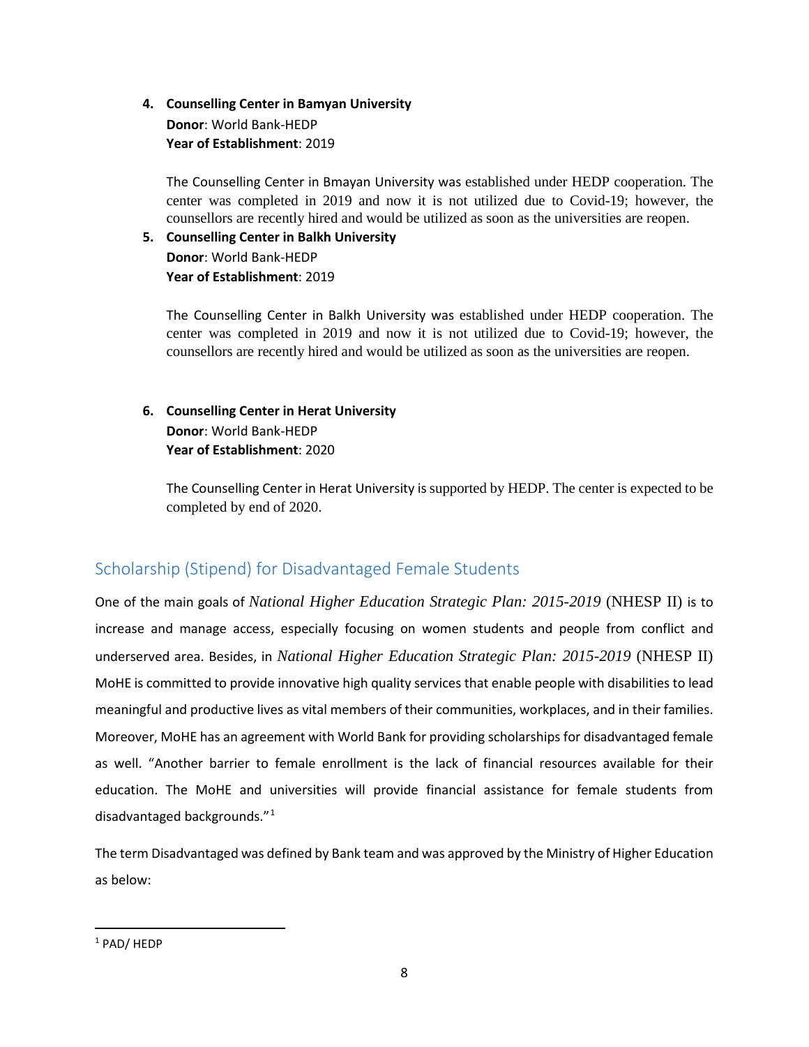4. **Counselling Center in Bamyan University**
   **Donor**: World Bank-HEDP
   **Year of Establishment**: 2019

   The Counselling Center in Bmayan University was established under HEDP cooperation. The center was completed in 2019 and now it is not utilized due to Covid-19; however, the counsellors are recently hired and would be utilized as soon as the universities are reopen.

5. **Counselling Center in Balkh University**
   **Donor**: World Bank-HEDP
   **Year of Establishment**: 2019

   The Counselling Center in Balkh University was established under HEDP cooperation. The center was completed in 2019 and now it is not utilized due to Covid-19; however, the counsellors are recently hired and would be utilized as soon as the universities are reopen.

6. **Counselling Center in Herat University**
   **Donor**: World Bank-HEDP
   **Year of Establishment**: 2020

   The Counselling Center in Herat University is supported by HEDP. The center is expected to be completed by end of 2020.

## Scholarship (Stipend) for Disadvantaged Female Students

One of the main goals of *National Higher Education Strategic Plan: 2015-2019* (NHESP II) is to increase and manage access, especially focusing on women students and people from conflict and underserved area. Besides, in *National Higher Education Strategic Plan: 2015-2019* (NHESP II) MoHE is committed to provide innovative high quality services that enable people with disabilities to lead meaningful and productive lives as vital members of their communities, workplaces, and in their families. Moreover, MoHE has an agreement with World Bank for providing scholarships for disadvantaged female as well. "Another barrier to female enrollment is the lack of financial resources available for their education. The MoHE and universities will provide financial assistance for female students from disadvantaged backgrounds."[1]

The term Disadvantaged was defined by Bank team and was approved by the Ministry of Higher Education as below:

[1] PAD/ HEDP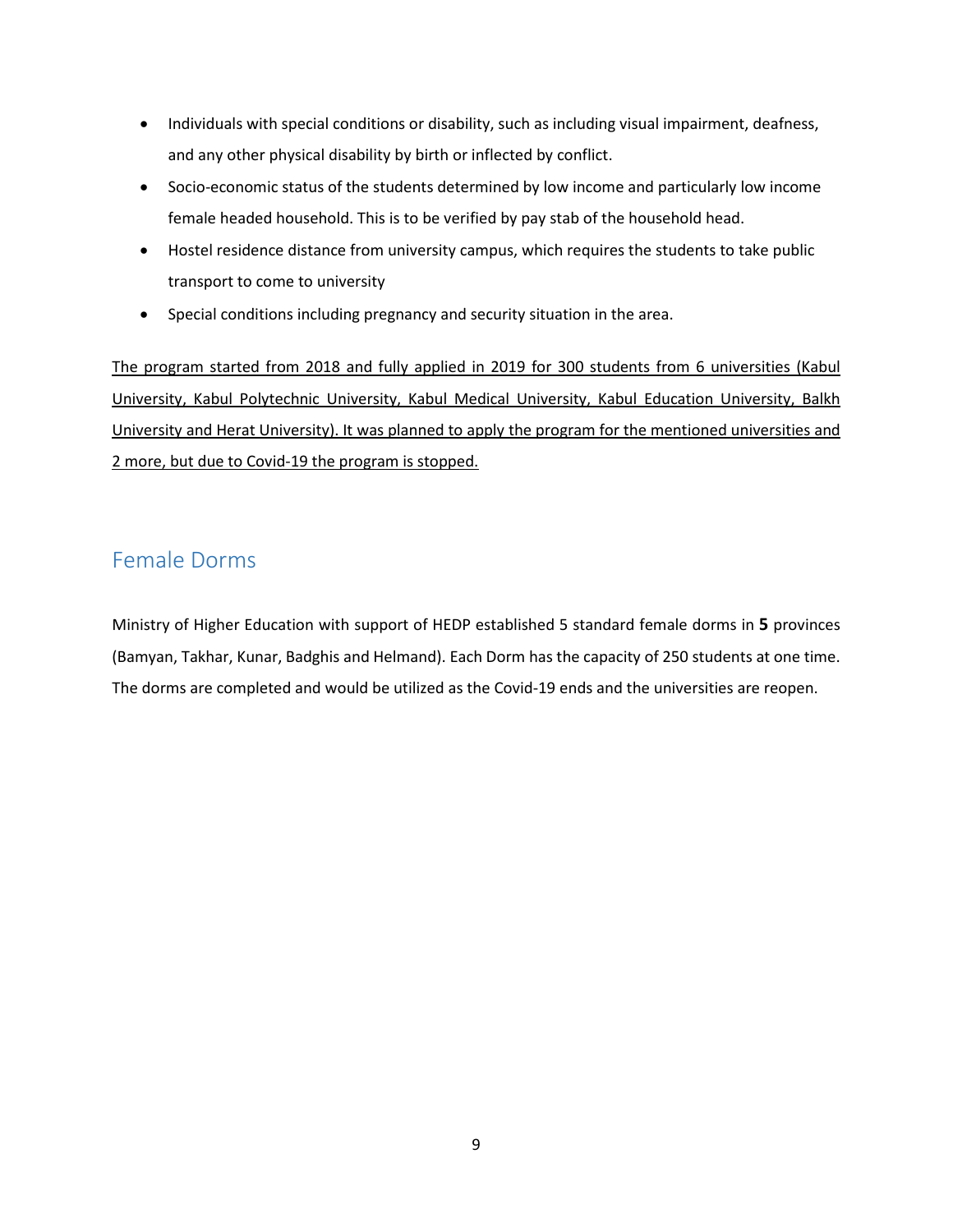- Individuals with special conditions or disability, such as including visual impairment, deafness, and any other physical disability by birth or inflected by conflict.
- Socio-economic status of the students determined by low income and particularly low income female headed household. This is to be verified by pay stab of the household head.
- Hostel residence distance from university campus, which requires the students to take public transport to come to university
- Special conditions including pregnancy and security situation in the area.

<u>The program started from 2018 and fully applied in 2019 for 300 students from 6 universities (Kabul University, Kabul Polytechnic University, Kabul Medical University, Kabul Education University, Balkh University and Herat University). It was planned to apply the program for the mentioned universities and 2 more, but due to Covid-19 the program is stopped.</u>

## Female Dorms

Ministry of Higher Education with support of HEDP established 5 standard female dorms in **5** provinces (Bamyan, Takhar, Kunar, Badghis and Helmand). Each Dorm has the capacity of 250 students at one time. The dorms are completed and would be utilized as the Covid-19 ends and the universities are reopen.